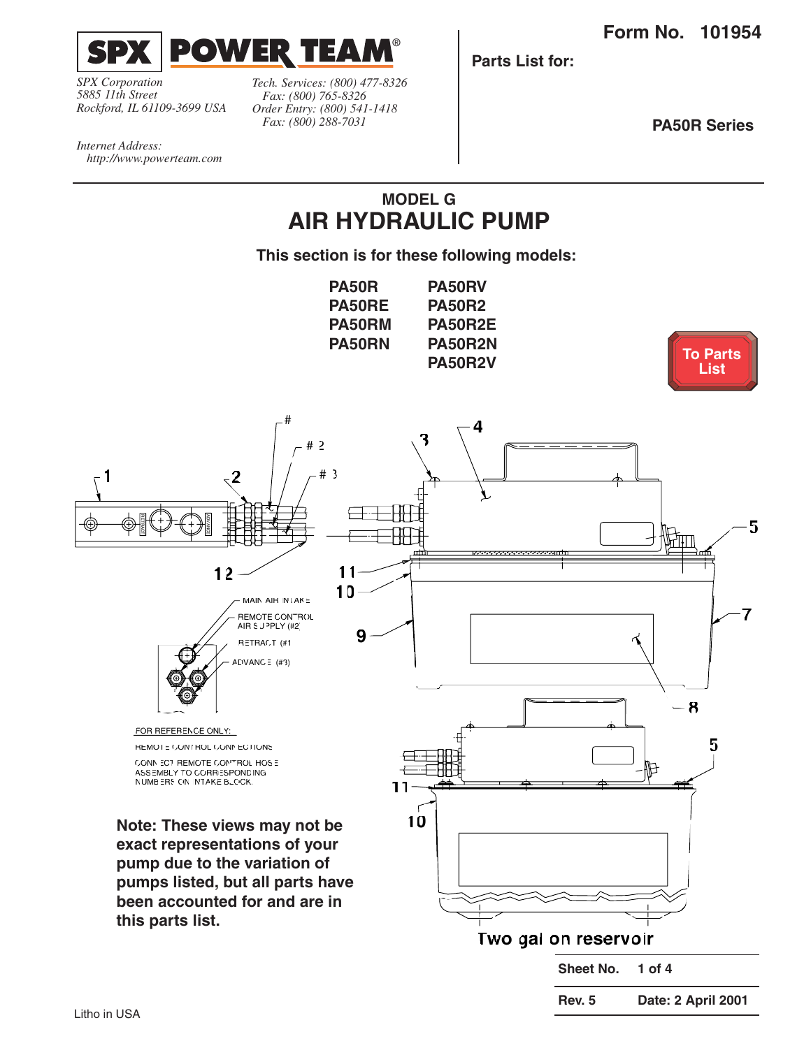**SPX POWER TEAM®**

*SPX Corporation*
*5885 11th Street*
*Rockford, IL 61109-3699 USA*

*Tech. Services: (800) 477-8326*
*Fax: (800) 765-8326*
*Order Entry: (800) 541-1418*
*Fax: (800) 288-7031*

*Internet Address:*
*http://www.powerteam.com*

**Form No. 101954**

**Parts List for:**

**PA50R Series**

## MODEL G
# AIR HYDRAULIC PUMP

**This section is for these following models:**

| | |
|---|---|
| **PA50R** | **PA50RV** |
| **PA50RE** | **PA50R2** |
| **PA50RM** | **PA50R2E** |
| **PA50RN** | **PA50R2N** |
| | **PA50R2V** |

**To Parts List**

MAIN AIR INTAKE
REMOTE CONTROL AIR SUPPLY (#2)
RETRACT (#1)
ADVANCE (#3)

FOR REFERENCE ONLY:
REMOTE CONTROL CONNECTIONS
CONNECT REMOTE CONTROL HOSE ASSEMBLY TO CORRESPONDING NUMBERS ON INTAKE BLOCK.

**Note: These views may not be exact representations of your pump due to the variation of pumps listed, but all parts have been accounted for and are in this parts list.**

Two gallon reservoir

| | |
|---|---|
| **Sheet No.** | **1 of 4** |
| **Rev. 5** | **Date: 2 April 2001** |

Litho in USA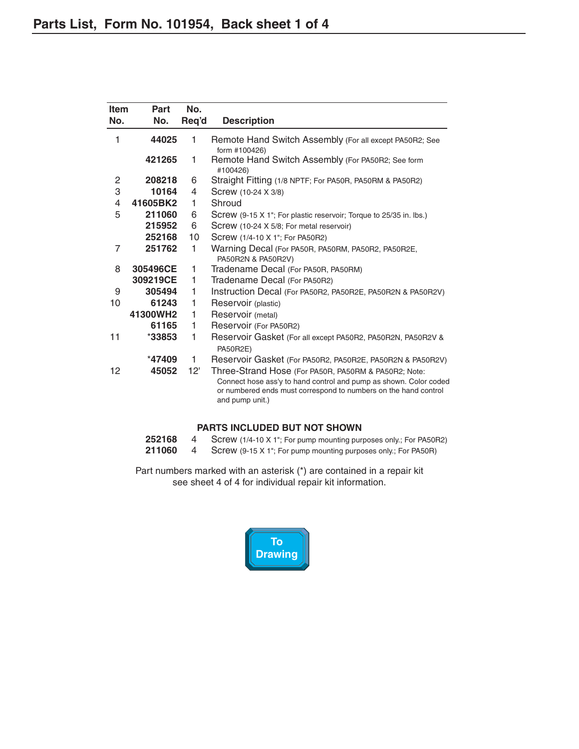# Parts List, Form No. 101954, Back sheet 1 of 4

| Item No. | Part No. | No. Req'd | Description |
|---|---|---|---|
| 1 | 44025 | 1 | Remote Hand Switch Assembly (For all except PA50R2; See form #100426) |
| | 421265 | 1 | Remote Hand Switch Assembly (For PA50R2; See form #100426) |
| 2 | 208218 | 6 | Straight Fitting (1/8 NPTF; For PA50R, PA50RM & PA50R2) |
| 3 | 10164 | 4 | Screw (10-24 X 3/8) |
| 4 | 41605BK2 | 1 | Shroud |
| 5 | 211060 | 6 | Screw (9-15 X 1"; For plastic reservoir; Torque to 25/35 in. lbs.) |
| | 215952 | 6 | Screw (10-24 X 5/8; For metal reservoir) |
| | 252168 | 10 | Screw (1/4-10 X 1"; For PA50R2) |
| 7 | 251762 | 1 | Warning Decal (For PA50R, PA50RM, PA50R2, PA50R2E, PA50R2N & PA50R2V) |
| 8 | 305496CE | 1 | Tradename Decal (For PA50R, PA50RM) |
| | 309219CE | 1 | Tradename Decal (For PA50R2) |
| 9 | 305494 | 1 | Instruction Decal (For PA50R2, PA50R2E, PA50R2N & PA50R2V) |
| 10 | 61243 | 1 | Reservoir (plastic) |
| | 41300WH2 | 1 | Reservoir (metal) |
| | 61165 | 1 | Reservoir (For PA50R2) |
| 11 | *33853 | 1 | Reservoir Gasket (For all except PA50R2, PA50R2N, PA50R2V & PA50R2E) |
| | *47409 | 1 | Reservoir Gasket (For PA50R2, PA50R2E, PA50R2N & PA50R2V) |
| 12 | 45052 | 12' | Three-Strand Hose (For PA50R, PA50RM & PA50R2; Note: Connect hose ass'y to hand control and pump as shown. Color coded or numbered ends must correspond to numbers on the hand control and pump unit.) |

**PARTS INCLUDED BUT NOT SHOWN**

| Part No. | No. Req'd | Description |
|---|---|---|
| 252168 | 4 | Screw (1/4-10 X 1"; For pump mounting purposes only.; For PA50R2) |
| 211060 | 4 | Screw (9-15 X 1"; For pump mounting purposes only.; For PA50R) |

Part numbers marked with an asterisk (*) are contained in a repair kit see sheet 4 of 4 for individual repair kit information.

To Drawing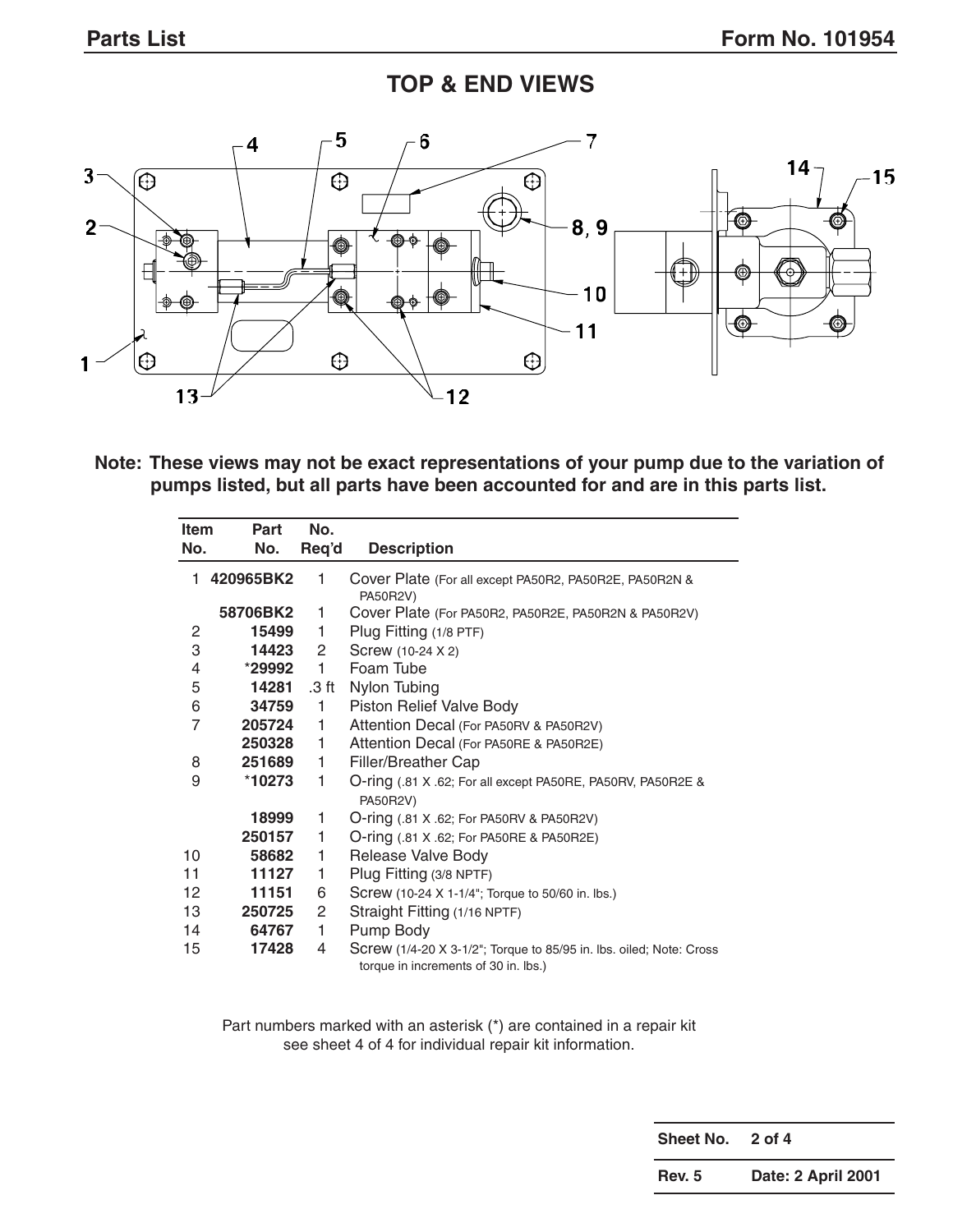## TOP & END VIEWS

**Note: These views may not be exact representations of your pump due to the variation of pumps listed, but all parts have been accounted for and are in this parts list.**

| Item No. | Part No. | No. Req'd | Description |
|---|---|---|---|
| 1 | **420965BK2** | 1 | Cover Plate (For all except PA50R2, PA50R2E, PA50R2N & PA50R2V) |
| | **58706BK2** | 1 | Cover Plate (For PA50R2, PA50R2E, PA50R2N & PA50R2V) |
| 2 | **15499** | 1 | Plug Fitting (1/8 PTF) |
| 3 | **14423** | 2 | Screw (10-24 X 2) |
| 4 | ***29992** | 1 | Foam Tube |
| 5 | **14281** | .3 ft | Nylon Tubing |
| 6 | **34759** | 1 | Piston Relief Valve Body |
| 7 | **205724** | 1 | Attention Decal (For PA50RV & PA50R2V) |
| | **250328** | 1 | Attention Decal (For PA50RE & PA50R2E) |
| 8 | **251689** | 1 | Filler/Breather Cap |
| 9 | ***10273** | 1 | O-ring (.81 X .62; For all except PA50RE, PA50RV, PA50R2E & PA50R2V) |
| | **18999** | 1 | O-ring (.81 X .62; For PA50RV & PA50R2V) |
| | **250157** | 1 | O-ring (.81 X .62; For PA50RE & PA50R2E) |
| 10 | **58682** | 1 | Release Valve Body |
| 11 | **11127** | 1 | Plug Fitting (3/8 NPTF) |
| 12 | **11151** | 6 | Screw (10-24 X 1-1/4"; Torque to 50/60 in. lbs.) |
| 13 | **250725** | 2 | Straight Fitting (1/16 NPTF) |
| 14 | **64767** | 1 | Pump Body |
| 15 | **17428** | 4 | Screw (1/4-20 X 3-1/2"; Torque to 85/95 in. lbs. oiled; Note: Cross torque in increments of 30 in. lbs.) |

Part numbers marked with an asterisk (*) are contained in a repair kit see sheet 4 of 4 for individual repair kit information.

| Sheet No. | 2 of 4 |
|---|---|
| Rev. 5 | Date: 2 April 2001 |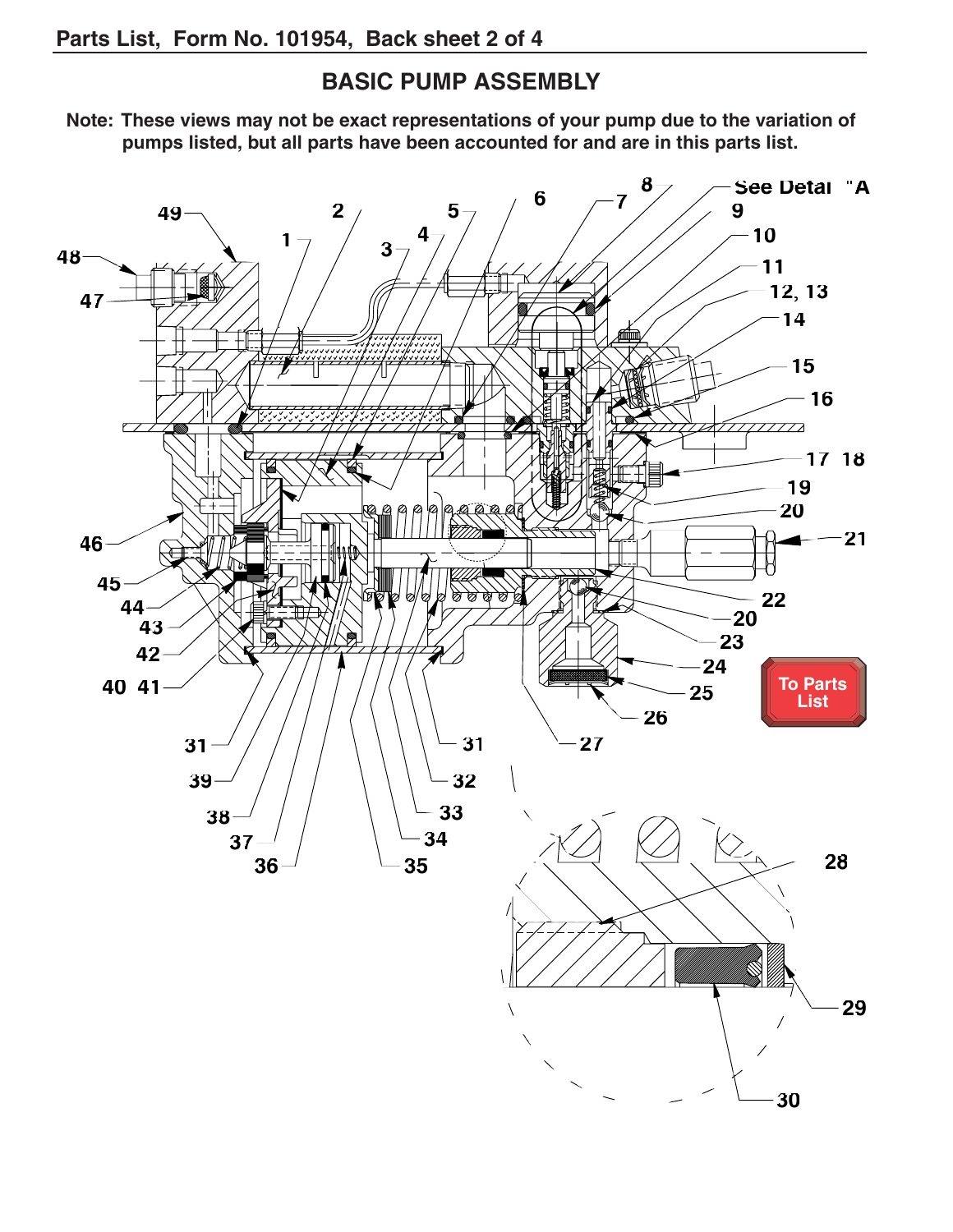# BASIC PUMP ASSEMBLY

**Note: These views may not be exact representations of your pump due to the variation of pumps listed, but all parts have been accounted for and are in this parts list.**

See Detail "A

To Parts List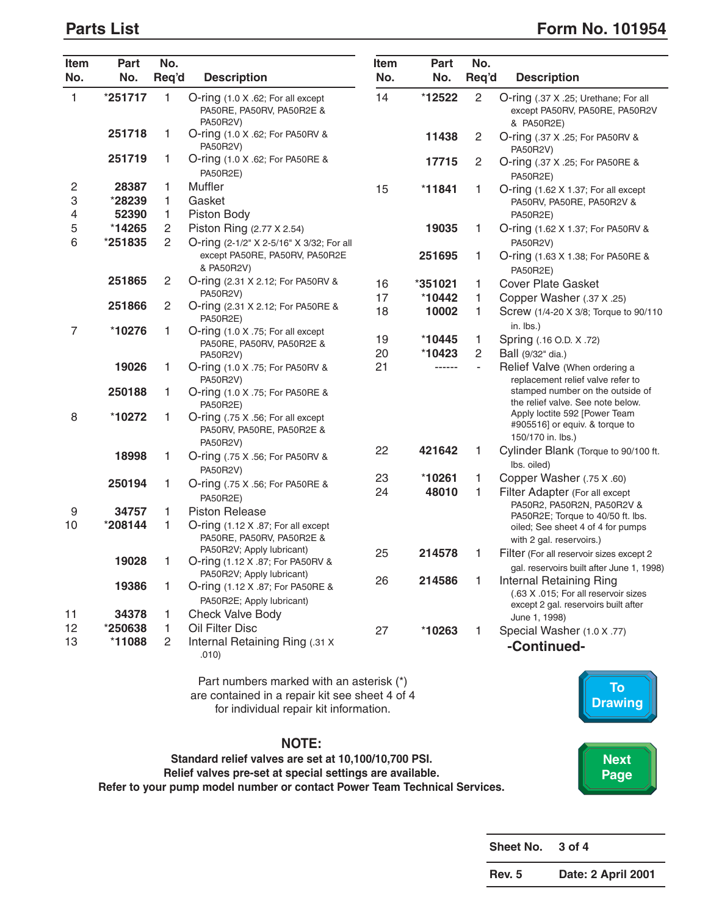## Parts List

## Form No. 101954

| Item No. | Part No. | No. Req'd | Description |
|---|---|---|---|
| 1 | *251717 | 1 | O-ring (1.0 X .62; For all except PA50RE, PA50RV, PA50R2E & PA50R2V) |
| | 251718 | 1 | O-ring (1.0 X .62; For PA50RV & PA50R2V) |
| | 251719 | 1 | O-ring (1.0 X .62; For PA50RE & PA50R2E) |
| 2 | 28387 | 1 | Muffler |
| 3 | *28239 | 1 | Gasket |
| 4 | 52390 | 1 | Piston Body |
| 5 | *14265 | 2 | Piston Ring (2.77 X 2.54) |
| 6 | *251835 | 2 | O-ring (2-1/2" X 2-5/16" X 3/32; For all except PA50RE, PA50RV, PA50R2E & PA50R2V) |
| | 251865 | 2 | O-ring (2.31 X 2.12; For PA50RV & PA50R2V) |
| | 251866 | 2 | O-ring (2.31 X 2.12; For PA50RE & PA50R2E) |
| 7 | *10276 | 1 | O-ring (1.0 X .75; For all except PA50RE, PA50RV, PA50R2E & PA50R2V) |
| | 19026 | 1 | O-ring (1.0 X .75; For PA50RV & PA50R2V) |
| | 250188 | 1 | O-ring (1.0 X .75; For PA50RE & PA50R2E) |
| 8 | *10272 | 1 | O-ring (.75 X .56; For all except PA50RV, PA50RE, PA50R2E & PA50R2V) |
| | 18998 | 1 | O-ring (.75 X .56; For PA50RV & PA50R2V) |
| | 250194 | 1 | O-ring (.75 X .56; For PA50RE & PA50R2E) |
| 9 | 34757 | 1 | Piston Release |
| 10 | *208144 | 1 | O-ring (1.12 X .87; For all except PA50RE, PA50RV, PA50R2E & PA50R2V; Apply lubricant) |
| | 19028 | 1 | O-ring (1.12 X .87; For PA50RV & PA50R2V; Apply lubricant) |
| | 19386 | 1 | O-ring (1.12 X .87; For PA50RE & PA50R2E; Apply lubricant) |
| 11 | 34378 | 1 | Check Valve Body |
| 12 | *250638 | 1 | Oil Filter Disc |
| 13 | *11088 | 2 | Internal Retaining Ring (.31 X .010) |
| 14 | *12522 | 2 | O-ring (.37 X .25; Urethane; For all except PA50RV, PA50RE, PA50R2V & PA50R2E) |
| | 11438 | 2 | O-ring (.37 X .25; For PA50RV & PA50R2V) |
| | 17715 | 2 | O-ring (.37 X .25; For PA50RE & PA50R2E) |
| 15 | *11841 | 1 | O-ring (1.62 X 1.37; For all except PA50RV, PA50RE, PA50R2V & PA50R2E) |
| | 19035 | 1 | O-ring (1.62 X 1.37; For PA50RV & PA50R2V) |
| | 251695 | 1 | O-ring (1.63 X 1.38; For PA50RE & PA50R2E) |
| 16 | *351021 | 1 | Cover Plate Gasket |
| 17 | *10442 | 1 | Copper Washer (.37 X .25) |
| 18 | 10002 | 1 | Screw (1/4-20 X 3/8; Torque to 90/110 in. lbs.) |
| 19 | *10445 | 1 | Spring (.16 O.D. X .72) |
| 20 | *10423 | 2 | Ball (9/32" dia.) |
| 21 | ------ | - | Relief Valve (When ordering a replacement relief valve refer to stamped number on the outside of the relief valve. See note below. Apply loctite 592 [Power Team #905516] or equiv. & torque to 150/170 in. lbs.) |
| 22 | 421642 | 1 | Cylinder Blank (Torque to 90/100 ft. lbs. oiled) |
| 23 | *10261 | 1 | Copper Washer (.75 X .60) |
| 24 | 48010 | 1 | Filter Adapter (For all except PA50R2, PA50R2N, PA50R2V & PA50R2E; Torque to 40/50 ft. lbs. oiled; See sheet 4 of 4 for pumps with 2 gal. reservoirs.) |
| 25 | 214578 | 1 | Filter (For all reservoir sizes except 2 gal. reservoirs built after June 1, 1998) |
| 26 | 214586 | 1 | Internal Retaining Ring (.63 X .015; For all reservoir sizes except 2 gal. reservoirs built after June 1, 1998) |
| 27 | *10263 | 1 | Special Washer (1.0 X .77) |

**-Continued-**

Part numbers marked with an asterisk (*) are contained in a repair kit see sheet 4 of 4 for individual repair kit information.

### NOTE:

**Standard relief valves are set at 10,100/10,700 PSI.**
**Relief valves pre-set at special settings are available.**
**Refer to your pump model number or contact Power Team Technical Services.**

To Drawing

Next Page

| Sheet No. | 3 of 4 |
|---|---|
| Rev. 5 | Date: 2 April 2001 |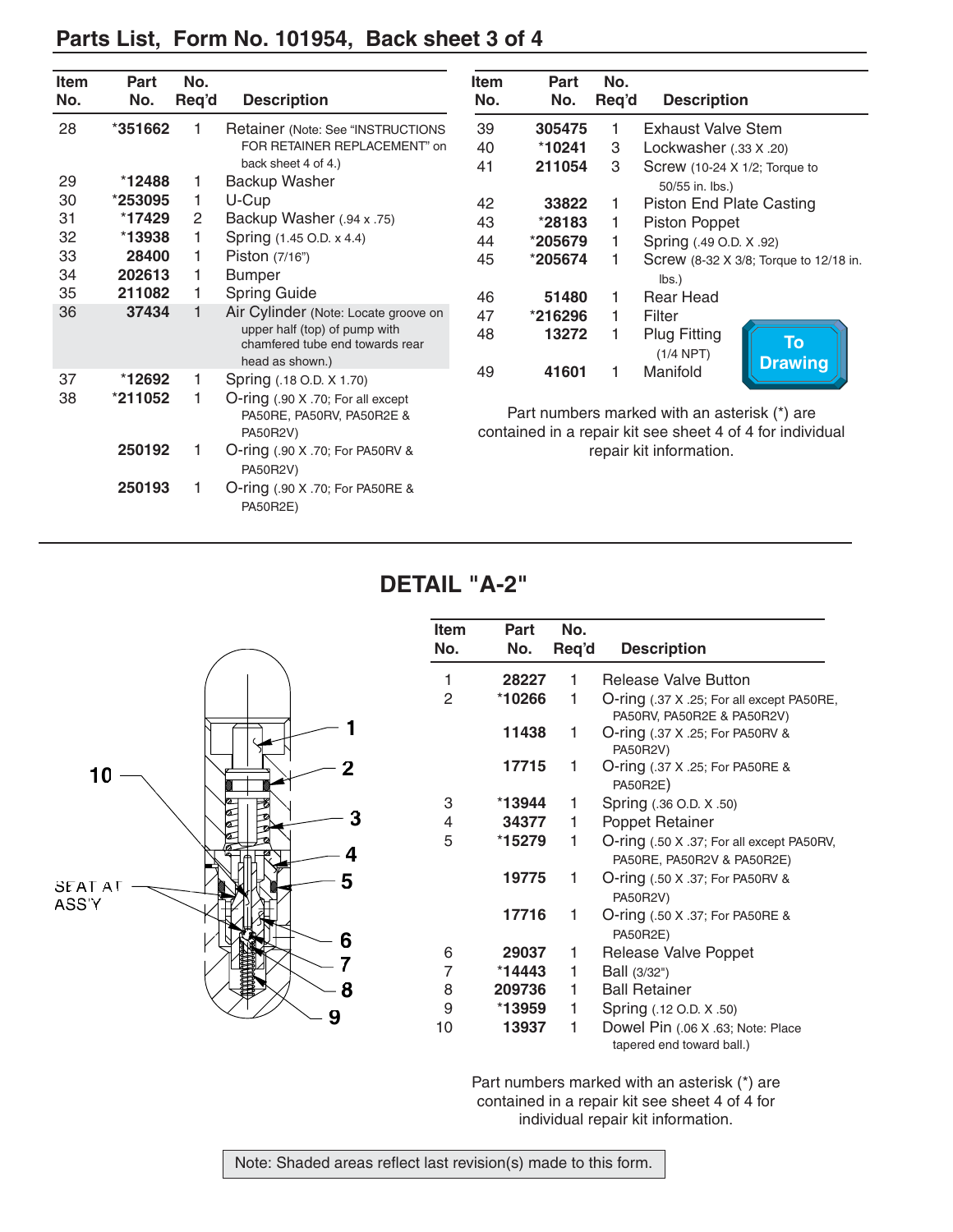## Parts List, Form No. 101954, Back sheet 3 of 4

| Item No. | Part No. | No. Req'd | Description |
|---|---|---|---|
| 28 | *351662 | 1 | Retainer (Note: See "INSTRUCTIONS FOR RETAINER REPLACEMENT" on back sheet 4 of 4.) |
| 29 | *12488 | 1 | Backup Washer |
| 30 | *253095 | 1 | U-Cup |
| 31 | *17429 | 2 | Backup Washer (.94 x .75) |
| 32 | *13938 | 1 | Spring (1.45 O.D. x 4.4) |
| 33 | 28400 | 1 | Piston (7/16") |
| 34 | 202613 | 1 | Bumper |
| 35 | 211082 | 1 | Spring Guide |
| 36 | 37434 | 1 | Air Cylinder (Note: Locate groove on upper half (top) of pump with chamfered tube end towards rear head as shown.) |
| 37 | *12692 | 1 | Spring (.18 O.D. X 1.70) |
| 38 | *211052 | 1 | O-ring (.90 X .70; For all except PA50RE, PA50RV, PA50R2E & PA50R2V) |
| | 250192 | 1 | O-ring (.90 X .70; For PA50RV & PA50R2V) |
| | 250193 | 1 | O-ring (.90 X .70; For PA50RE & PA50R2E) |
| 39 | 305475 | 1 | Exhaust Valve Stem |
| 40 | *10241 | 3 | Lockwasher (.33 X .20) |
| 41 | 211054 | 3 | Screw (10-24 X 1/2; Torque to 50/55 in. lbs.) |
| 42 | 33822 | 1 | Piston End Plate Casting |
| 43 | *28183 | 1 | Piston Poppet |
| 44 | *205679 | 1 | Spring (.49 O.D. X .92) |
| 45 | *205674 | 1 | Screw (8-32 X 3/8; Torque to 12/18 in. lbs.) |
| 46 | 51480 | 1 | Rear Head |
| 47 | *216296 | 1 | Filter |
| 48 | 13272 | 1 | Plug Fitting (1/4 NPT) |
| 49 | 41601 | 1 | Manifold |

To Drawing

Part numbers marked with an asterisk (*) are contained in a repair kit see sheet 4 of 4 for individual repair kit information.

## DETAIL "A-2"

| Item No. | Part No. | No. Req'd | Description |
|---|---|---|---|
| 1 | 28227 | 1 | Release Valve Button |
| 2 | *10266 | 1 | O-ring (.37 X .25; For all except PA50RE, PA50RV, PA50R2E & PA50R2V) |
| | 11438 | 1 | O-ring (.37 X .25; For PA50RV & PA50R2V) |
| | 17715 | 1 | O-ring (.37 X .25; For PA50RE & PA50R2E) |
| 3 | *13944 | 1 | Spring (.36 O.D. X .50) |
| 4 | 34377 | 1 | Poppet Retainer |
| 5 | *15279 | 1 | O-ring (.50 X .37; For all except PA50RV, PA50RE, PA50R2V & PA50R2E) |
| | 19775 | 1 | O-ring (.50 X .37; For PA50RV & PA50R2V) |
| | 17716 | 1 | O-ring (.50 X .37; For PA50RE & PA50R2E) |
| 6 | 29037 | 1 | Release Valve Poppet |
| 7 | *14443 | 1 | Ball (3/32") |
| 8 | 209736 | 1 | Ball Retainer |
| 9 | *13959 | 1 | Spring (.12 O.D. X .50) |
| 10 | 13937 | 1 | Dowel Pin (.06 X .63; Note: Place tapered end toward ball.) |

SEAT AT ASS'Y

Part numbers marked with an asterisk (*) are contained in a repair kit see sheet 4 of 4 for individual repair kit information.

Note: Shaded areas reflect last revision(s) made to this form.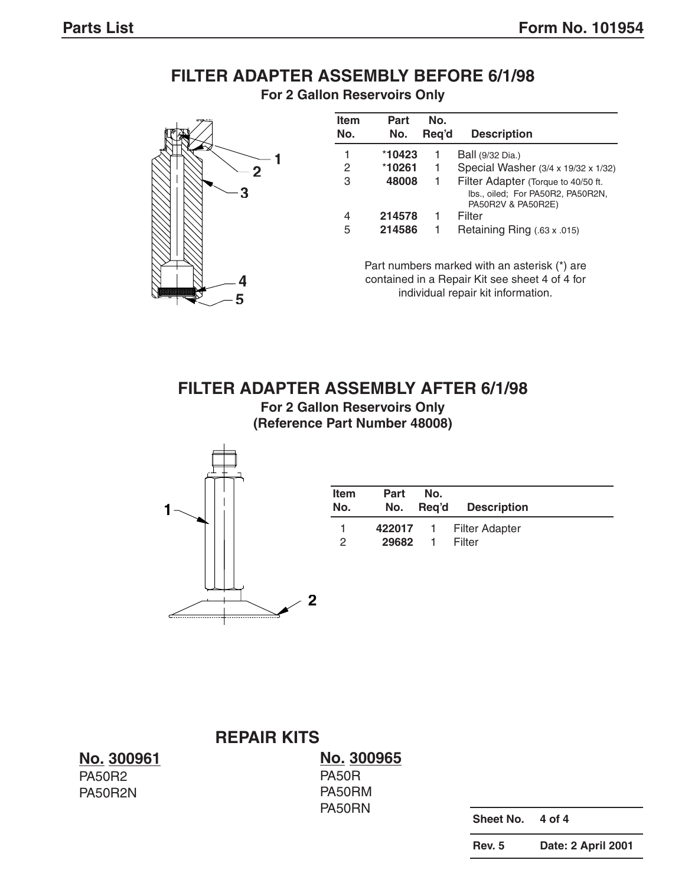## FILTER ADAPTER ASSEMBLY BEFORE 6/1/98

**For 2 Gallon Reservoirs Only**

| Item No. | Part No. | No. Req'd | Description |
|---|---|---|---|
| 1 | *10423 | 1 | Ball (9/32 Dia.) |
| 2 | *10261 | 1 | Special Washer (3/4 x 19/32 x 1/32) |
| 3 | 48008 | 1 | Filter Adapter (Torque to 40/50 ft. lbs., oiled; For PA50R2, PA50R2N, PA50R2V & PA50R2E) |
| 4 | 214578 | 1 | Filter |
| 5 | 214586 | 1 | Retaining Ring (.63 x .015) |

Part numbers marked with an asterisk (*) are contained in a Repair Kit see sheet 4 of 4 for individual repair kit information.

## FILTER ADAPTER ASSEMBLY AFTER 6/1/98

**For 2 Gallon Reservoirs Only**
**(Reference Part Number 48008)**

| Item No. | Part No. | No. Req'd | Description |
|---|---|---|---|
| 1 | 422017 | 1 | Filter Adapter |
| 2 | 29682 | 1 | Filter |

## REPAIR KITS

**No. 300961**
PA50R2
PA50R2N

**No. 300965**
PA50R
PA50RM
PA50RN

| Sheet No. | 4 of 4 |
|---|---|
| Rev. 5 | Date: 2 April 2001 |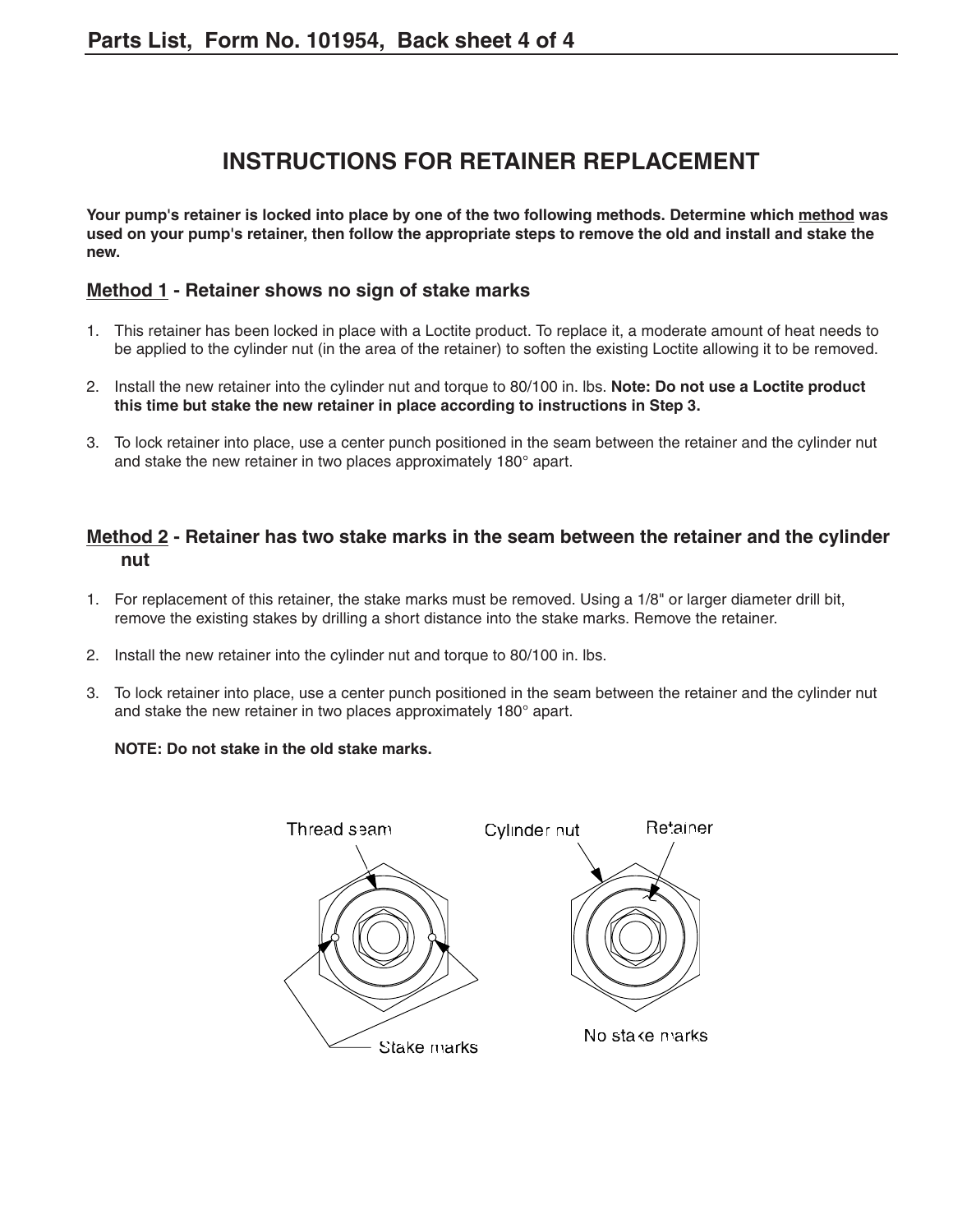# INSTRUCTIONS FOR RETAINER REPLACEMENT

**Your pump's retainer is locked into place by one of the two following methods. Determine which <u>method</u> was used on your pump's retainer, then follow the appropriate steps to remove the old and install and stake the new.**

## <u>Method 1</u> - Retainer shows no sign of stake marks

1. This retainer has been locked in place with a Loctite product. To replace it, a moderate amount of heat needs to be applied to the cylinder nut (in the area of the retainer) to soften the existing Loctite allowing it to be removed.
2. Install the new retainer into the cylinder nut and torque to 80/100 in. lbs. **Note: Do not use a Loctite product this time but stake the new retainer in place according to instructions in Step 3.**
3. To lock retainer into place, use a center punch positioned in the seam between the retainer and the cylinder nut and stake the new retainer in two places approximately 180° apart.

## <u>Method 2</u> - Retainer has two stake marks in the seam between the retainer and the cylinder nut

1. For replacement of this retainer, the stake marks must be removed. Using a 1/8" or larger diameter drill bit, remove the existing stakes by drilling a short distance into the stake marks. Remove the retainer.
2. Install the new retainer into the cylinder nut and torque to 80/100 in. lbs.
3. To lock retainer into place, use a center punch positioned in the seam between the retainer and the cylinder nut and stake the new retainer in two places approximately 180° apart.

   **NOTE: Do not stake in the old stake marks.**

Thread seam

Stake marks

Cylinder nut

Retainer

No stake marks